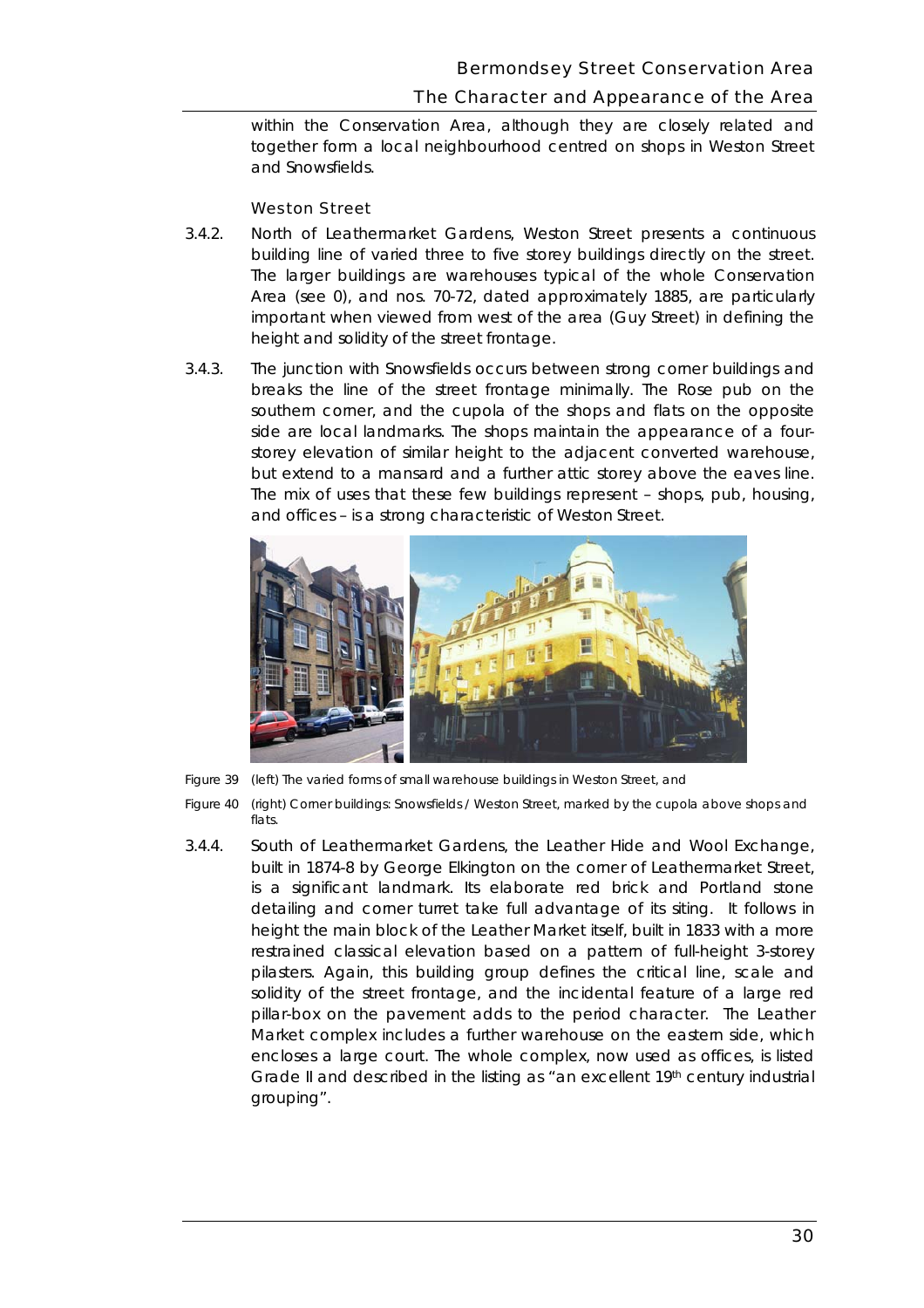within the Conservation Area, although they are closely related and together form a local neighbourhood centred on shops in Weston Street and Snowsfields.

### Weston Street

3.4.2. North of Leathermarket Gardens, Weston Street presents a continuous building line of varied three to five storey buildings directly on the street. The larger buildings are warehouses typical of the whole Conservation Area (see 0), and nos. 70-72, dated approximately 1885, are particularly important when viewed from west of the area (Guy Street) in defining the height and solidity of the street frontage.

3.4.3. The junction with Snowsfields occurs between strong corner buildings and breaks the line of the street frontage minimally. The Rose pub on the southern corner, and the cupola of the shops and flats on the opposite side are local landmarks. The shops maintain the appearance of a four-storey elevation of similar height to the adjacent converted warehouse, but extend to a mansard and a further attic storey above the eaves line. The mix of uses that these few buildings represent – shops, pub, housing, and offices – is a strong characteristic of Weston Street.

Figure 39 (left) The varied forms of small warehouse buildings in Weston Street, and

Figure 40 (right) Corner buildings: Snowsfields / Weston Street, marked by the cupola above shops and flats.

3.4.4. South of Leathermarket Gardens, the Leather Hide and Wool Exchange, built in 1874-8 by George Elkington on the corner of Leathermarket Street, is a significant landmark. Its elaborate red brick and Portland stone detailing and corner turret take full advantage of its siting. It follows in height the main block of the Leather Market itself, built in 1833 with a more restrained classical elevation based on a pattern of full-height 3-storey pilasters. Again, this building group defines the critical line, scale and solidity of the street frontage, and the incidental feature of a large red pillar-box on the pavement adds to the period character. The Leather Market complex includes a further warehouse on the eastern side, which encloses a large court. The whole complex, now used as offices, is listed Grade II and described in the listing as "an excellent 19th century industrial grouping".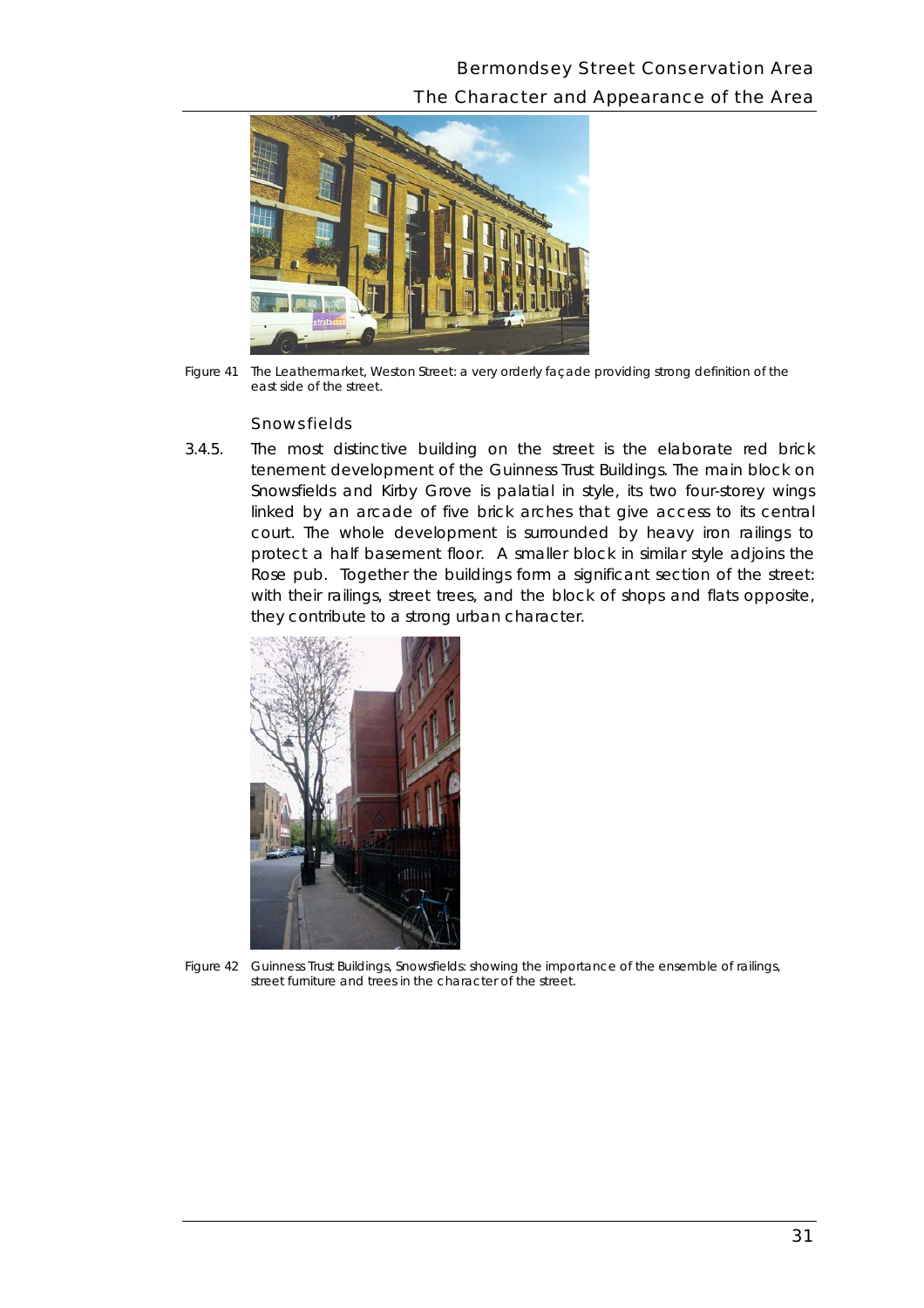Figure 41 The Leathermarket, Weston Street: a very orderly façade providing strong definition of the east side of the street.

### Snowsfields

3.4.5. The most distinctive building on the street is the elaborate red brick tenement development of the Guinness Trust Buildings. The main block on Snowsfields and Kirby Grove is palatial in style, its two four-storey wings linked by an arcade of five brick arches that give access to its central court. The whole development is surrounded by heavy iron railings to protect a half basement floor. A smaller block in similar style adjoins the Rose pub. Together the buildings form a significant section of the street: with their railings, street trees, and the block of shops and flats opposite, they contribute to a strong urban character.

Figure 42 Guinness Trust Buildings, Snowsfields: showing the importance of the ensemble of railings, street furniture and trees in the character of the street.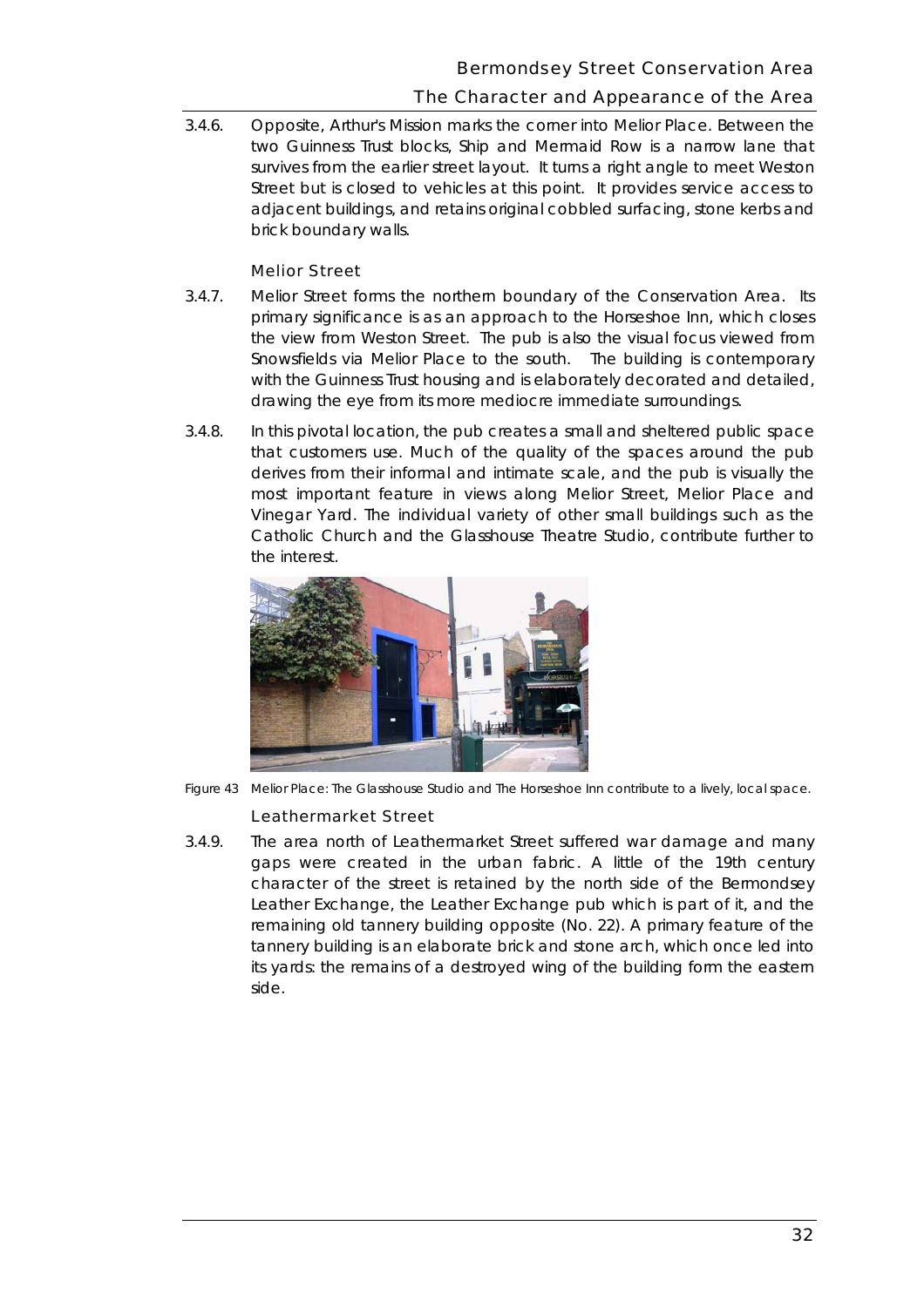3.4.6. Opposite, Arthur's Mission marks the corner into Melior Place. Between the two Guinness Trust blocks, Ship and Mermaid Row is a narrow lane that survives from the earlier street layout. It turns a right angle to meet Weston Street but is closed to vehicles at this point. It provides service access to adjacent buildings, and retains original cobbled surfacing, stone kerbs and brick boundary walls.

### Melior Street

3.4.7. Melior Street forms the northern boundary of the Conservation Area. Its primary significance is as an approach to the Horseshoe Inn, which closes the view from Weston Street. The pub is also the visual focus viewed from Snowsfields via Melior Place to the south. The building is contemporary with the Guinness Trust housing and is elaborately decorated and detailed, drawing the eye from its more mediocre immediate surroundings.

3.4.8. In this pivotal location, the pub creates a small and sheltered public space that customers use. Much of the quality of the spaces around the pub derives from their informal and intimate scale, and the pub is visually the most important feature in views along Melior Street, Melior Place and Vinegar Yard. The individual variety of other small buildings such as the Catholic Church and the Glasshouse Theatre Studio, contribute further to the interest.

Figure 43 Melior Place: The Glasshouse Studio and The Horseshoe Inn contribute to a lively, local space.

### Leathermarket Street

3.4.9. The area north of Leathermarket Street suffered war damage and many gaps were created in the urban fabric. A little of the 19th century character of the street is retained by the north side of the Bermondsey Leather Exchange, the Leather Exchange pub which is part of it, and the remaining old tannery building opposite (No. 22). A primary feature of the tannery building is an elaborate brick and stone arch, which once led into its yards: the remains of a destroyed wing of the building form the eastern side.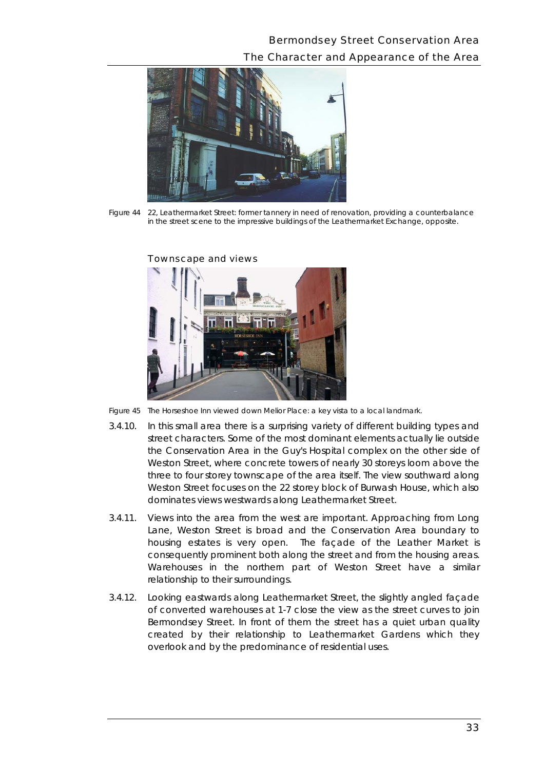Figure 44 22, Leathermarket Street: former tannery in need of renovation, providing a counterbalance in the street scene to the impressive buildings of the Leathermarket Exchange, opposite.

### Townscape and views

Figure 45 The Horseshoe Inn viewed down Melior Place: a key vista to a local landmark.

3.4.10. In this small area there is a surprising variety of different building types and street characters. Some of the most dominant elements actually lie outside the Conservation Area in the Guy's Hospital complex on the other side of Weston Street, where concrete towers of nearly 30 storeys loom above the three to four storey townscape of the area itself. The view southward along Weston Street focuses on the 22 storey block of Burwash House, which also dominates views westwards along Leathermarket Street.

3.4.11. Views into the area from the west are important. Approaching from Long Lane, Weston Street is broad and the Conservation Area boundary to housing estates is very open. The façade of the Leather Market is consequently prominent both along the street and from the housing areas. Warehouses in the northern part of Weston Street have a similar relationship to their surroundings.

3.4.12. Looking eastwards along Leathermarket Street, the slightly angled façade of converted warehouses at 1-7 close the view as the street curves to join Bermondsey Street. In front of them the street has a quiet urban quality created by their relationship to Leathermarket Gardens which they overlook and by the predominance of residential uses.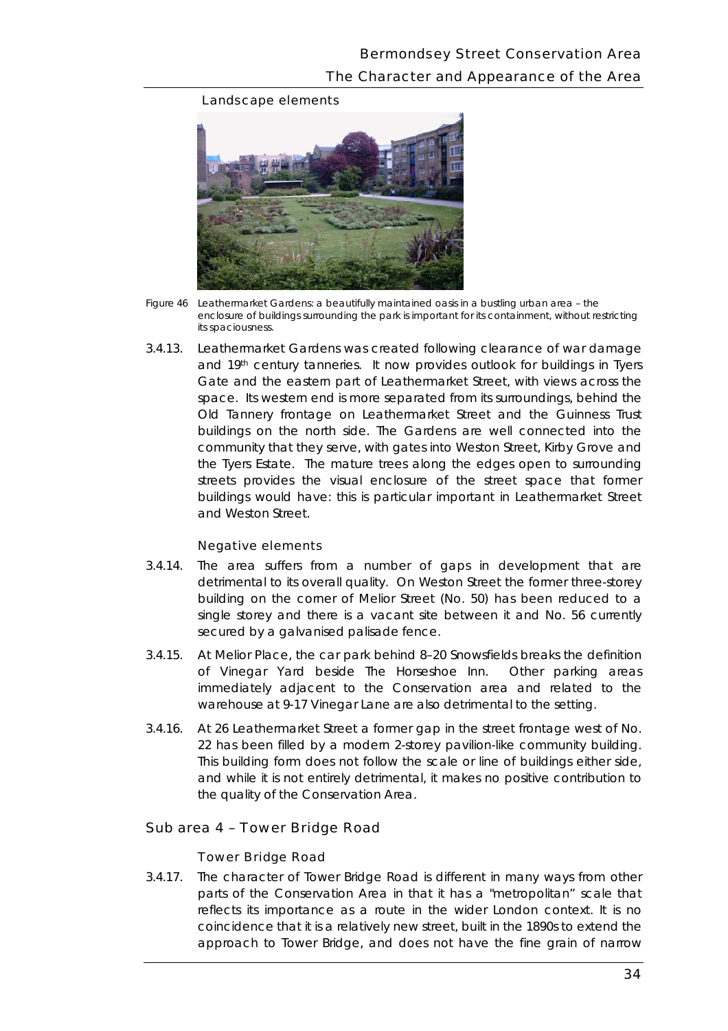### Landscape elements

Figure 46 Leathermarket Gardens: a beautifully maintained oasis in a bustling urban area – the enclosure of buildings surrounding the park is important for its containment, without restricting its spaciousness.

3.4.13. Leathermarket Gardens was created following clearance of war damage and 19th century tanneries. It now provides outlook for buildings in Tyers Gate and the eastern part of Leathermarket Street, with views across the space. Its western end is more separated from its surroundings, behind the Old Tannery frontage on Leathermarket Street and the Guinness Trust buildings on the north side. The Gardens are well connected into the community that they serve, with gates into Weston Street, Kirby Grove and the Tyers Estate. The mature trees along the edges open to surrounding streets provides the visual enclosure of the street space that former buildings would have: this is particular important in Leathermarket Street and Weston Street.

### Negative elements

3.4.14. The area suffers from a number of gaps in development that are detrimental to its overall quality. On Weston Street the former three-storey building on the corner of Melior Street (No. 50) has been reduced to a single storey and there is a vacant site between it and No. 56 currently secured by a galvanised palisade fence.

3.4.15. At Melior Place, the car park behind 8–20 Snowsfields breaks the definition of Vinegar Yard beside The Horseshoe Inn. Other parking areas immediately adjacent to the Conservation area and related to the warehouse at 9-17 Vinegar Lane are also detrimental to the setting.

3.4.16. At 26 Leathermarket Street a former gap in the street frontage west of No. 22 has been filled by a modern 2-storey pavilion-like community building. This building form does not follow the scale or line of buildings either side, and while it is not entirely detrimental, it makes no positive contribution to the quality of the Conservation Area.

## Sub area 4 – Tower Bridge Road

### Tower Bridge Road

3.4.17. The character of Tower Bridge Road is different in many ways from other parts of the Conservation Area in that it has a "metropolitan" scale that reflects its importance as a route in the wider London context. It is no coincidence that it is a relatively new street, built in the 1890s to extend the approach to Tower Bridge, and does not have the fine grain of narrow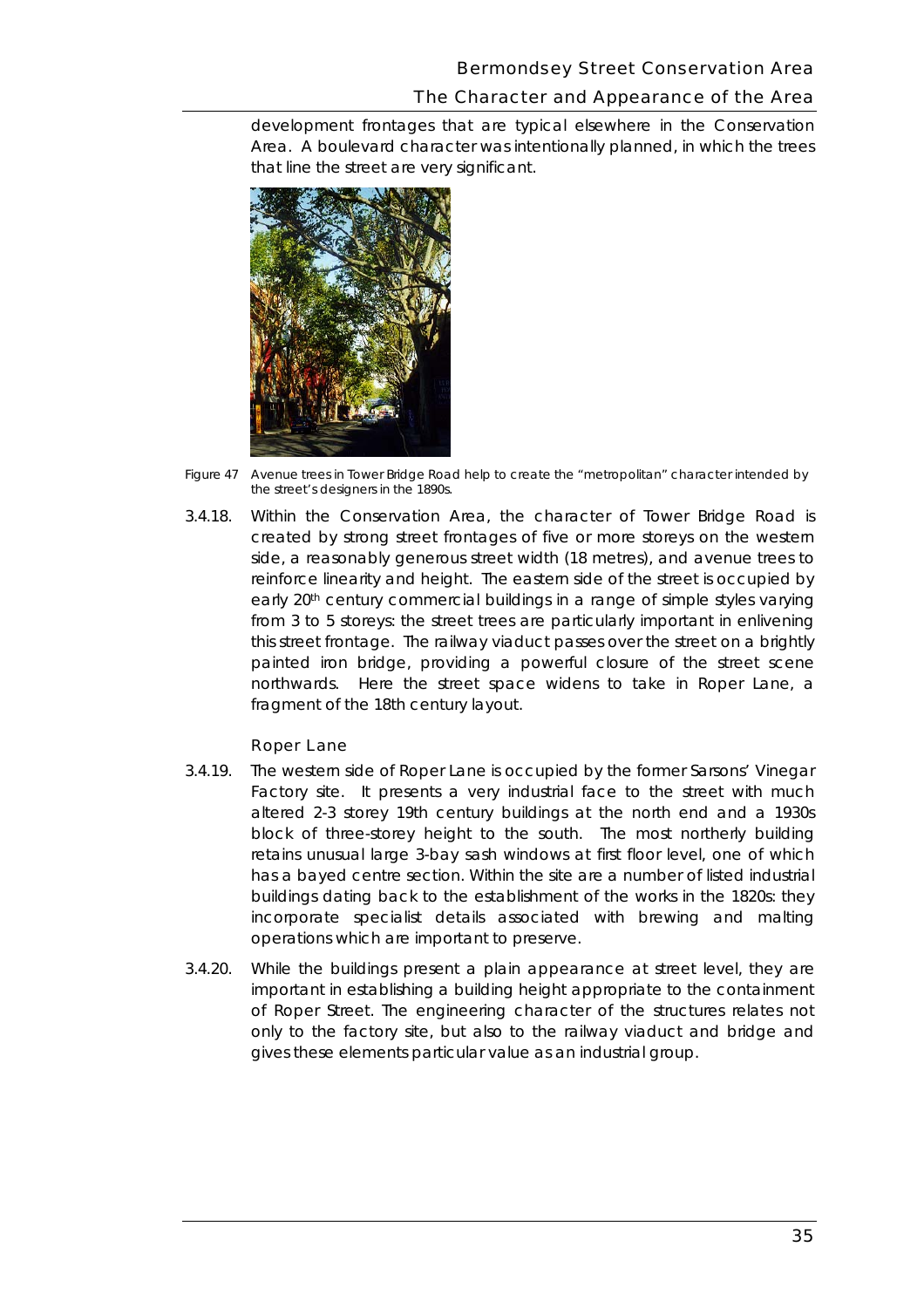development frontages that are typical elsewhere in the Conservation Area. A boulevard character was intentionally planned, in which the trees that line the street are very significant.

Figure 47 Avenue trees in Tower Bridge Road help to create the "metropolitan" character intended by the street's designers in the 1890s.

3.4.18. Within the Conservation Area, the character of Tower Bridge Road is created by strong street frontages of five or more storeys on the western side, a reasonably generous street width (18 metres), and avenue trees to reinforce linearity and height. The eastern side of the street is occupied by early 20th century commercial buildings in a range of simple styles varying from 3 to 5 storeys: the street trees are particularly important in enlivening this street frontage. The railway viaduct passes over the street on a brightly painted iron bridge, providing a powerful closure of the street scene northwards. Here the street space widens to take in Roper Lane, a fragment of the 18th century layout.

### Roper Lane

3.4.19. The western side of Roper Lane is occupied by the former Sarsons' Vinegar Factory site. It presents a very industrial face to the street with much altered 2-3 storey 19th century buildings at the north end and a 1930s block of three-storey height to the south. The most northerly building retains unusual large 3-bay sash windows at first floor level, one of which has a bayed centre section. Within the site are a number of listed industrial buildings dating back to the establishment of the works in the 1820s: they incorporate specialist details associated with brewing and malting operations which are important to preserve.

3.4.20. While the buildings present a plain appearance at street level, they are important in establishing a building height appropriate to the containment of Roper Street. The engineering character of the structures relates not only to the factory site, but also to the railway viaduct and bridge and gives these elements particular value as an industrial group.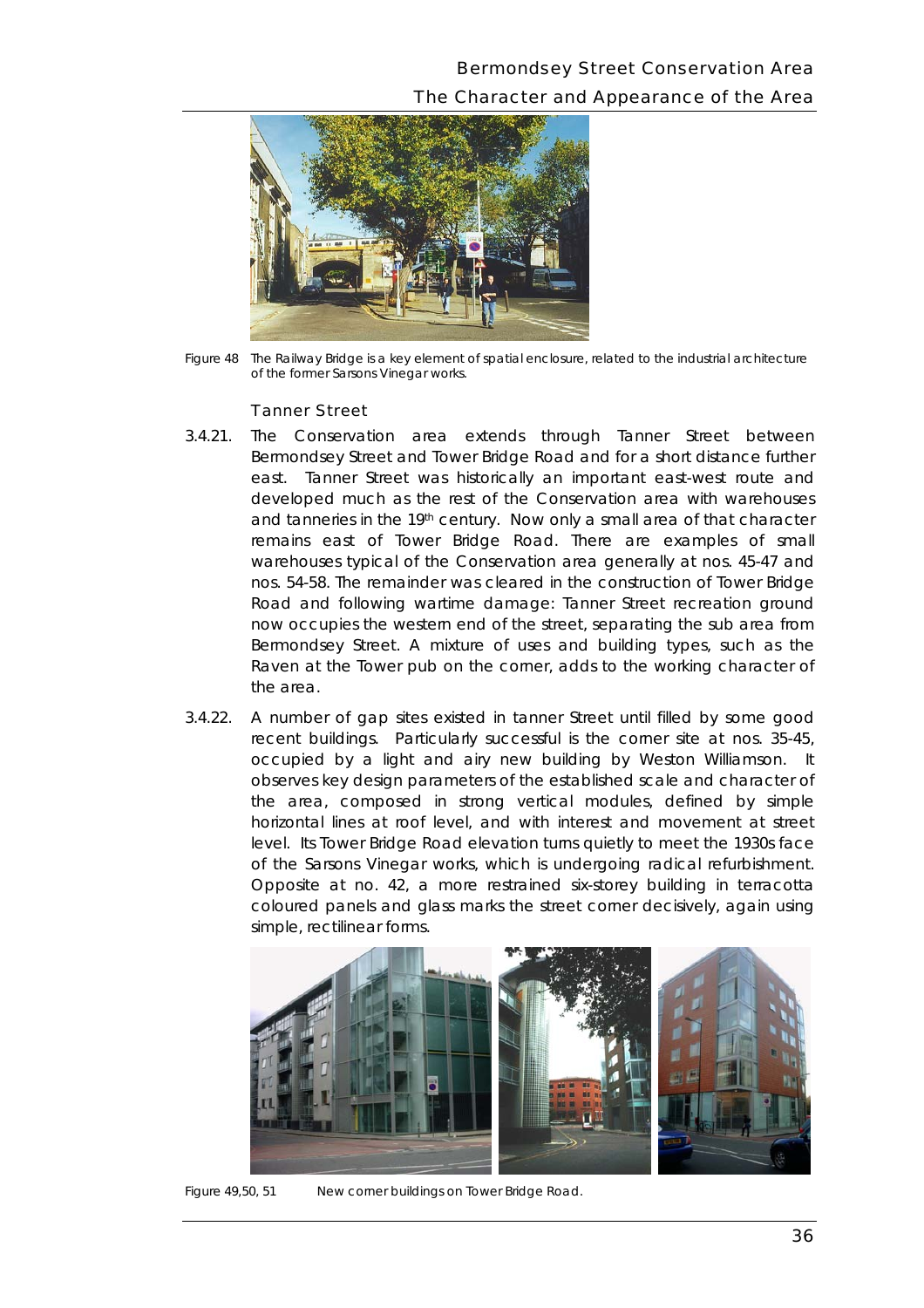Figure 48 The Railway Bridge is a key element of spatial enclosure, related to the industrial architecture of the former Sarsons Vinegar works.

### Tanner Street

3.4.21. The Conservation area extends through Tanner Street between Bermondsey Street and Tower Bridge Road and for a short distance further east. Tanner Street was historically an important east-west route and developed much as the rest of the Conservation area with warehouses and tanneries in the 19th century. Now only a small area of that character remains east of Tower Bridge Road. There are examples of small warehouses typical of the Conservation area generally at nos. 45-47 and nos. 54-58. The remainder was cleared in the construction of Tower Bridge Road and following wartime damage: Tanner Street recreation ground now occupies the western end of the street, separating the sub area from Bermondsey Street. A mixture of uses and building types, such as the Raven at the Tower pub on the corner, adds to the working character of the area.

3.4.22. A number of gap sites existed in tanner Street until filled by some good recent buildings. Particularly successful is the corner site at nos. 35-45, occupied by a light and airy new building by Weston Williamson. It observes key design parameters of the established scale and character of the area, composed in strong vertical modules, defined by simple horizontal lines at roof level, and with interest and movement at street level. Its Tower Bridge Road elevation turns quietly to meet the 1930s face of the Sarsons Vinegar works, which is undergoing radical refurbishment. Opposite at no. 42, a more restrained six-storey building in terracotta coloured panels and glass marks the street corner decisively, again using simple, rectilinear forms.

Figure 49,50, 51 New corner buildings on Tower Bridge Road.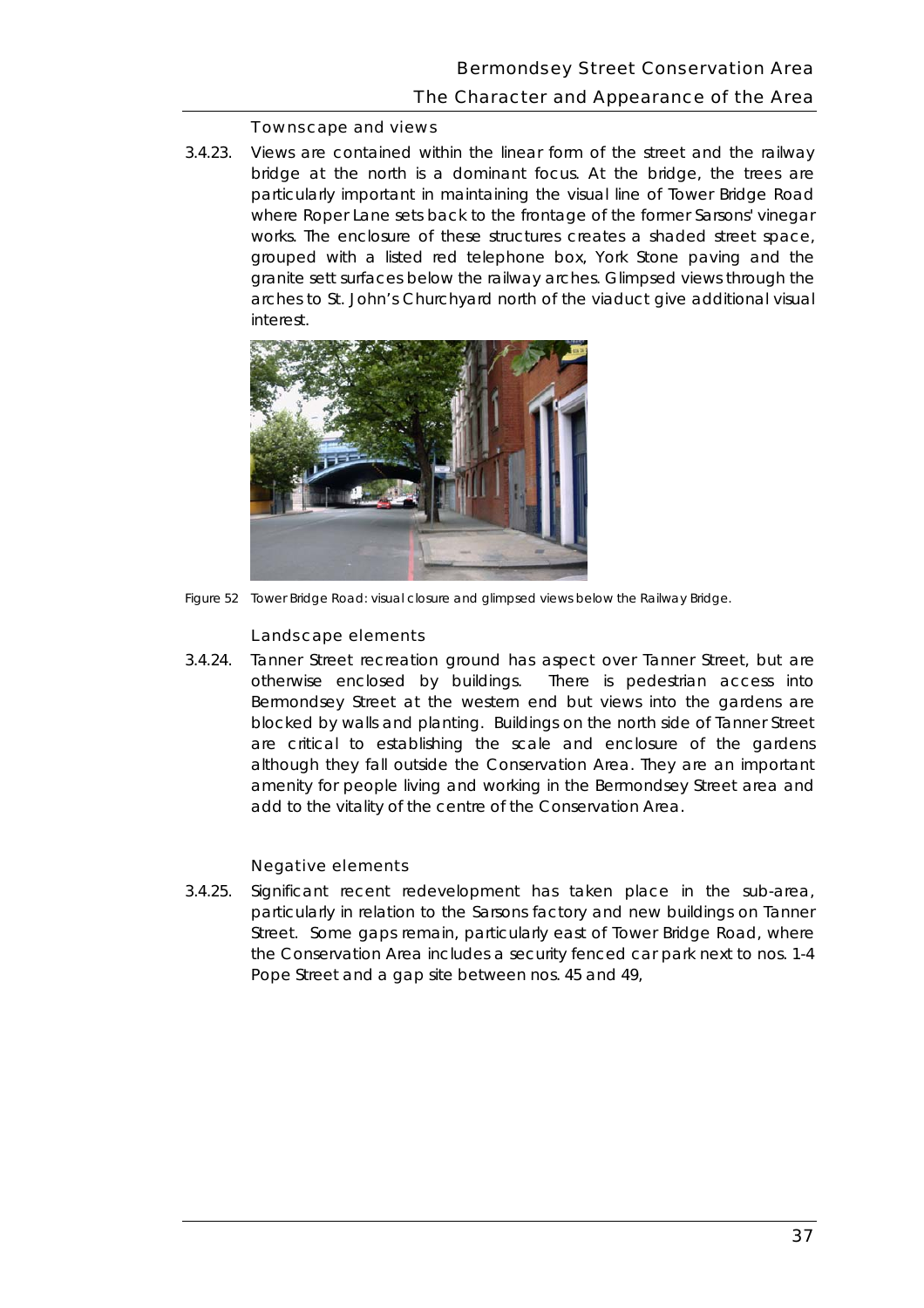### Townscape and views

3.4.23. Views are contained within the linear form of the street and the railway bridge at the north is a dominant focus. At the bridge, the trees are particularly important in maintaining the visual line of Tower Bridge Road where Roper Lane sets back to the frontage of the former Sarsons' vinegar works. The enclosure of these structures creates a shaded street space, grouped with a listed red telephone box, York Stone paving and the granite sett surfaces below the railway arches. Glimpsed views through the arches to St. John's Churchyard north of the viaduct give additional visual interest.

Figure 52 Tower Bridge Road: visual closure and glimpsed views below the Railway Bridge.

### Landscape elements

3.4.24. Tanner Street recreation ground has aspect over Tanner Street, but are otherwise enclosed by buildings. There is pedestrian access into Bermondsey Street at the western end but views into the gardens are blocked by walls and planting. Buildings on the north side of Tanner Street are critical to establishing the scale and enclosure of the gardens although they fall outside the Conservation Area. They are an important amenity for people living and working in the Bermondsey Street area and add to the vitality of the centre of the Conservation Area.

### Negative elements

3.4.25. Significant recent redevelopment has taken place in the sub-area, particularly in relation to the Sarsons factory and new buildings on Tanner Street. Some gaps remain, particularly east of Tower Bridge Road, where the Conservation Area includes a security fenced car park next to nos. 1-4 Pope Street and a gap site between nos. 45 and 49,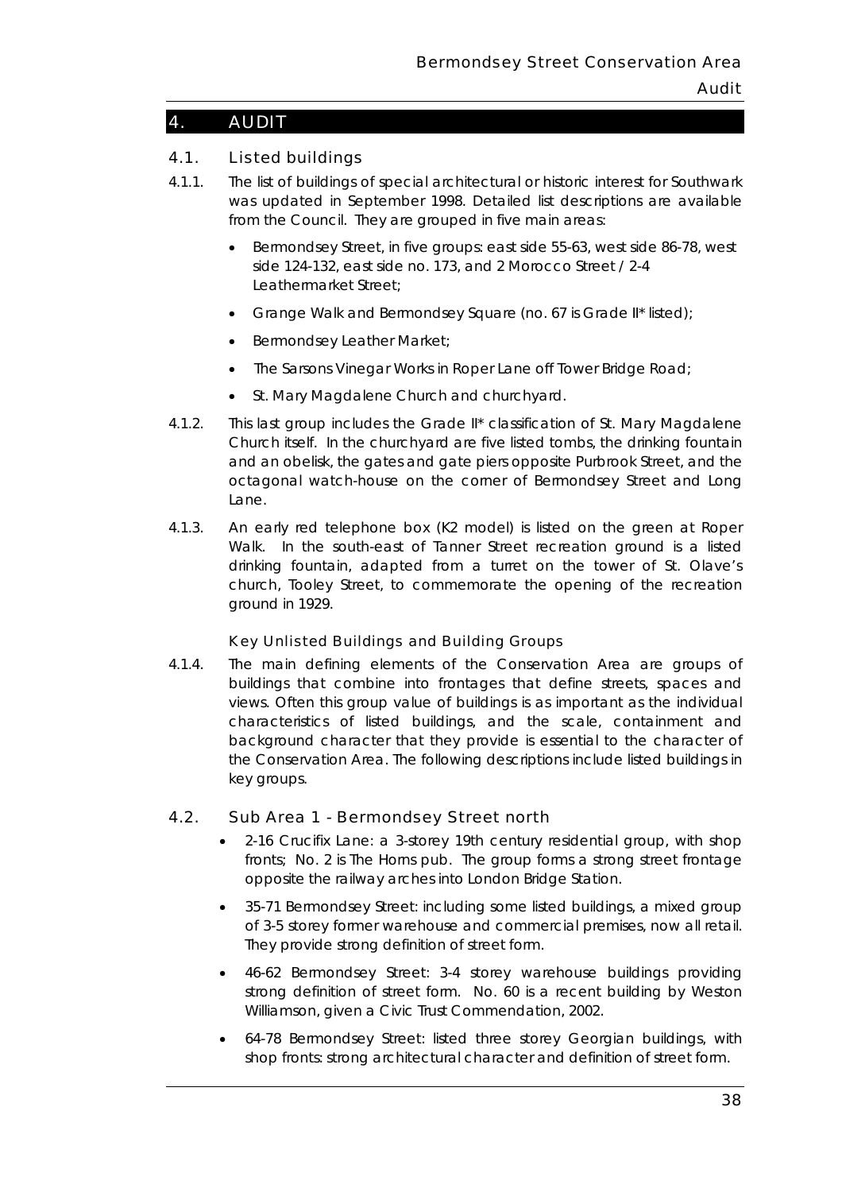## 4. AUDIT

### 4.1. Listed buildings

4.1.1. The list of buildings of special architectural or historic interest for Southwark was updated in September 1998. Detailed list descriptions are available from the Council. They are grouped in five main areas:

- Bermondsey Street, in five groups: east side 55-63, west side 86-78, west side 124-132, east side no. 173, and 2 Morocco Street / 2-4 Leathermarket Street;
- Grange Walk and Bermondsey Square (no. 67 is Grade II* listed);
- Bermondsey Leather Market;
- The Sarsons Vinegar Works in Roper Lane off Tower Bridge Road;
- St. Mary Magdalene Church and churchyard.

4.1.2. This last group includes the Grade II* classification of St. Mary Magdalene Church itself. In the churchyard are five listed tombs, the drinking fountain and an obelisk, the gates and gate piers opposite Purbrook Street, and the octagonal watch-house on the corner of Bermondsey Street and Long Lane.

4.1.3. An early red telephone box (K2 model) is listed on the green at Roper Walk. In the south-east of Tanner Street recreation ground is a listed drinking fountain, adapted from a turret on the tower of St. Olave's church, Tooley Street, to commemorate the opening of the recreation ground in 1929.

#### Key Unlisted Buildings and Building Groups

4.1.4. The main defining elements of the Conservation Area are groups of buildings that combine into frontages that define streets, spaces and views. Often this group value of buildings is as important as the individual characteristics of listed buildings, and the scale, containment and background character that they provide is essential to the character of the Conservation Area. The following descriptions include listed buildings in key groups.

### 4.2. Sub Area 1 - Bermondsey Street north

- 2-16 Crucifix Lane: a 3-storey 19th century residential group, with shop fronts; No. 2 is The Horns pub. The group forms a strong street frontage opposite the railway arches into London Bridge Station.
- 35-71 Bermondsey Street: including some listed buildings, a mixed group of 3-5 storey former warehouse and commercial premises, now all retail. They provide strong definition of street form.
- 46-62 Bermondsey Street: 3-4 storey warehouse buildings providing strong definition of street form. No. 60 is a recent building by Weston Williamson, given a Civic Trust Commendation, 2002.
- 64-78 Bermondsey Street: listed three storey Georgian buildings, with shop fronts: strong architectural character and definition of street form.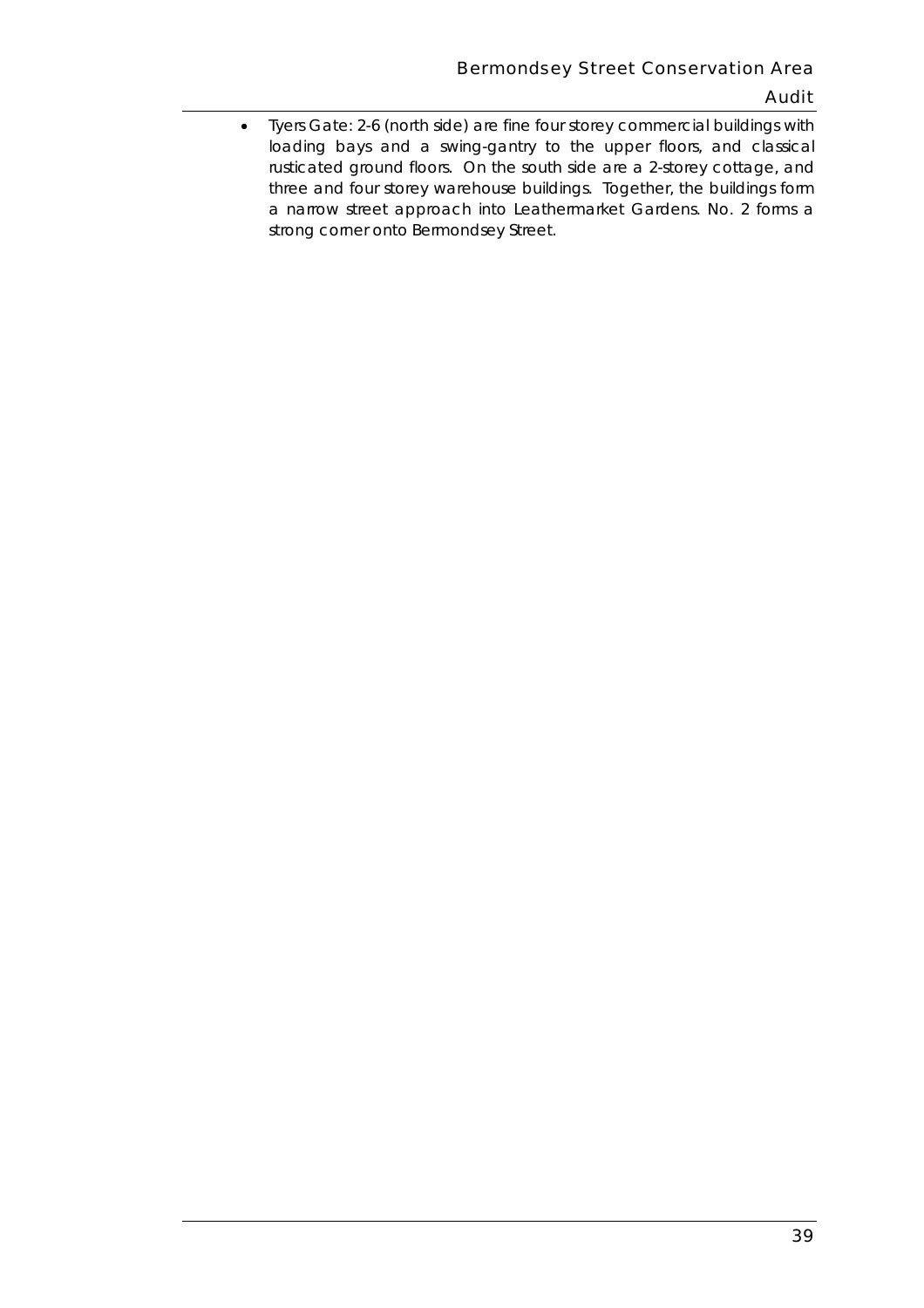- Tyers Gate: 2-6 (north side) are fine four storey commercial buildings with loading bays and a swing-gantry to the upper floors, and classical rusticated ground floors. On the south side are a 2-storey cottage, and three and four storey warehouse buildings. Together, the buildings form a narrow street approach into Leathermarket Gardens. No. 2 forms a strong corner onto Bermondsey Street.